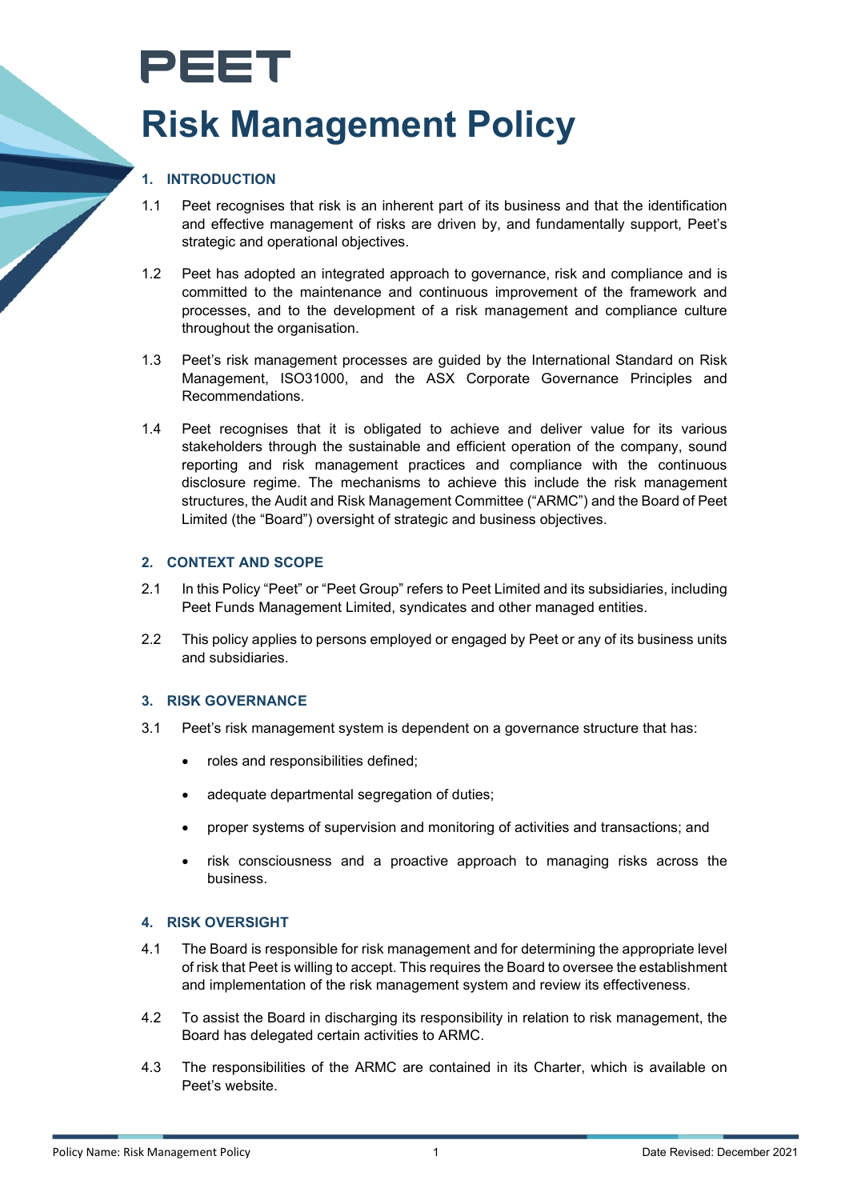# PEET

# Risk Management Policy

## 1. INTRODUCTION

1.1 Peet recognises that risk is an inherent part of its business and that the identification and effective management of risks are driven by, and fundamentally support, Peet's strategic and operational objectives.

1.2 Peet has adopted an integrated approach to governance, risk and compliance and is committed to the maintenance and continuous improvement of the framework and processes, and to the development of a risk management and compliance culture throughout the organisation.

1.3 Peet's risk management processes are guided by the International Standard on Risk Management, ISO31000, and the ASX Corporate Governance Principles and Recommendations.

1.4 Peet recognises that it is obligated to achieve and deliver value for its various stakeholders through the sustainable and efficient operation of the company, sound reporting and risk management practices and compliance with the continuous disclosure regime. The mechanisms to achieve this include the risk management structures, the Audit and Risk Management Committee ("ARMC") and the Board of Peet Limited (the "Board") oversight of strategic and business objectives.

## 2. CONTEXT AND SCOPE

2.1 In this Policy "Peet" or "Peet Group" refers to Peet Limited and its subsidiaries, including Peet Funds Management Limited, syndicates and other managed entities.

2.2 This policy applies to persons employed or engaged by Peet or any of its business units and subsidiaries.

## 3. RISK GOVERNANCE

3.1 Peet's risk management system is dependent on a governance structure that has:

- roles and responsibilities defined;
- adequate departmental segregation of duties;
- proper systems of supervision and monitoring of activities and transactions; and
- risk consciousness and a proactive approach to managing risks across the business.

## 4. RISK OVERSIGHT

4.1 The Board is responsible for risk management and for determining the appropriate level of risk that Peet is willing to accept. This requires the Board to oversee the establishment and implementation of the risk management system and review its effectiveness.

4.2 To assist the Board in discharging its responsibility in relation to risk management, the Board has delegated certain activities to ARMC.

4.3 The responsibilities of the ARMC are contained in its Charter, which is available on Peet's website.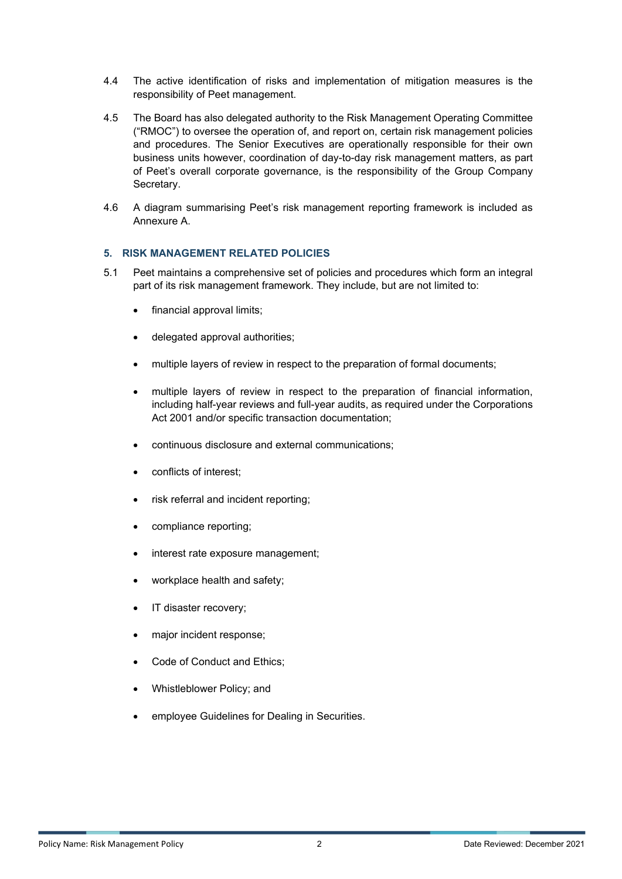4.4 The active identification of risks and implementation of mitigation measures is the responsibility of Peet management.

4.5 The Board has also delegated authority to the Risk Management Operating Committee ("RMOC") to oversee the operation of, and report on, certain risk management policies and procedures. The Senior Executives are operationally responsible for their own business units however, coordination of day-to-day risk management matters, as part of Peet's overall corporate governance, is the responsibility of the Group Company Secretary.

4.6 A diagram summarising Peet's risk management reporting framework is included as Annexure A.

## 5. RISK MANAGEMENT RELATED POLICIES

5.1 Peet maintains a comprehensive set of policies and procedures which form an integral part of its risk management framework. They include, but are not limited to:

- financial approval limits;
- delegated approval authorities;
- multiple layers of review in respect to the preparation of formal documents;
- multiple layers of review in respect to the preparation of financial information, including half-year reviews and full-year audits, as required under the Corporations Act 2001 and/or specific transaction documentation;
- continuous disclosure and external communications;
- conflicts of interest;
- risk referral and incident reporting;
- compliance reporting;
- interest rate exposure management;
- workplace health and safety;
- IT disaster recovery;
- major incident response;
- Code of Conduct and Ethics;
- Whistleblower Policy; and
- employee Guidelines for Dealing in Securities.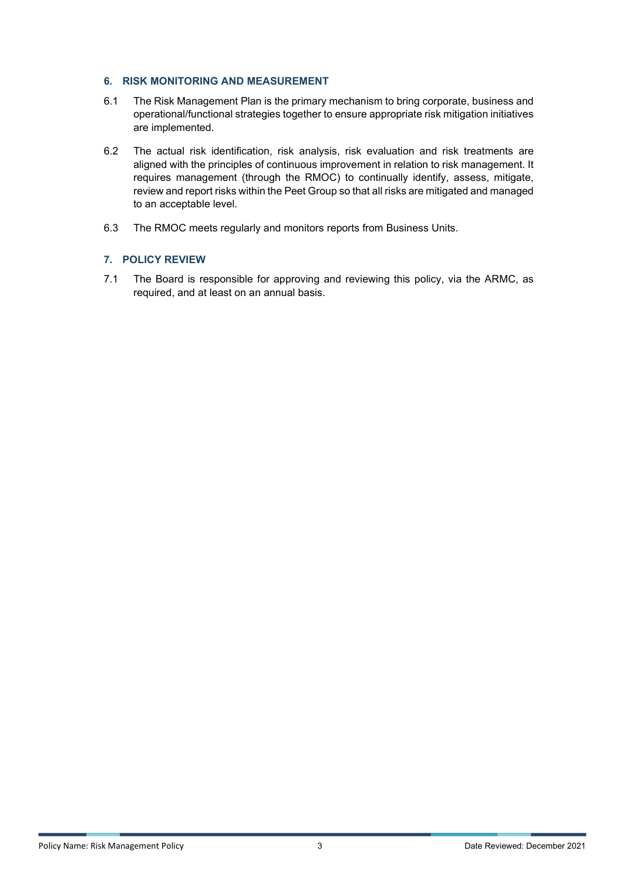## 6. RISK MONITORING AND MEASUREMENT

6.1 The Risk Management Plan is the primary mechanism to bring corporate, business and operational/functional strategies together to ensure appropriate risk mitigation initiatives are implemented.

6.2 The actual risk identification, risk analysis, risk evaluation and risk treatments are aligned with the principles of continuous improvement in relation to risk management. It requires management (through the RMOC) to continually identify, assess, mitigate, review and report risks within the Peet Group so that all risks are mitigated and managed to an acceptable level.

6.3 The RMOC meets regularly and monitors reports from Business Units.

## 7. POLICY REVIEW

7.1 The Board is responsible for approving and reviewing this policy, via the ARMC, as required, and at least on an annual basis.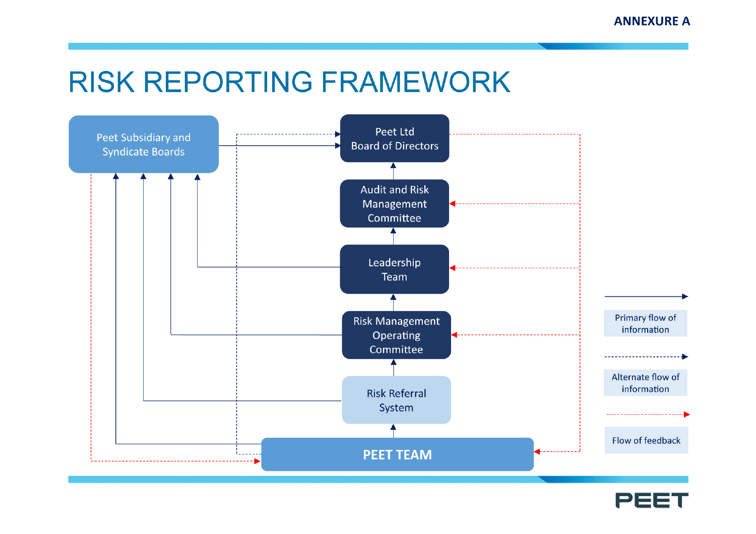ANNEXURE A

# RISK REPORTING FRAMEWORK

Peet Subsidiary and Syndicate Boards

Peet Ltd Board of Directors

Audit and Risk Management Committee

Leadership Team

Risk Management Operating Committee

Risk Referral System

PEET TEAM

Primary flow of information

Alternate flow of information

Flow of feedback